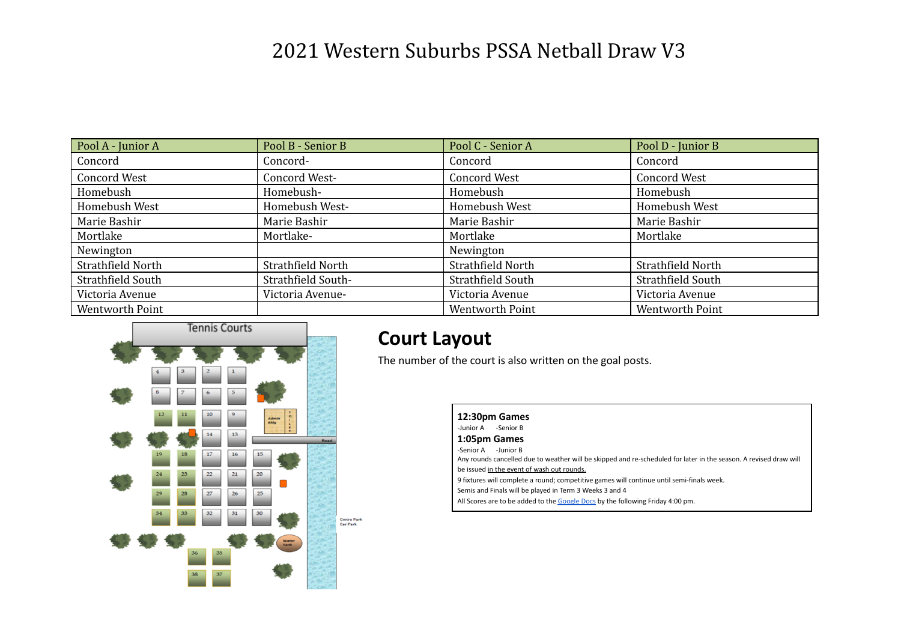# 2021 Western Suburbs PSSA Netball Draw V3

| Pool A - Junior A | Pool B - Senior B | Pool C - Senior A | Pool D - Junior B |
|---|---|---|---|
| Concord | Concord- | Concord | Concord |
| Concord West | Concord West- | Concord West | Concord West |
| Homebush | Homebush- | Homebush | Homebush |
| Homebush West | Homebush West- | Homebush West | Homebush West |
| Marie Bashir | Marie Bashir | Marie Bashir | Marie Bashir |
| Mortlake | Mortlake- | Mortlake | Mortlake |
| Newington | | Newington | |
| Strathfield North | Strathfield North | Strathfield North | Strathfield North |
| Strathfield South | Strathfield South- | Strathfield South | Strathfield South |
| Victoria Avenue | Victoria Avenue- | Victoria Avenue | Victoria Avenue |
| Wentworth Point | | Wentworth Point | Wentworth Point |

## Court Layout

The number of the court is also written on the goal posts.

**12:30pm Games**

-Junior A -Senior B

**1:05pm Games**

-Senior A -Junior B

Any rounds cancelled due to weather will be skipped and re-scheduled for later in the season. A revised draw will be issued in the event of wash out rounds.

9 fixtures will complete a round; competitive games will continue until semi-finals week.

Semis and Finals will be played in Term 3 Weeks 3 and 4

All Scores are to be added to the Google Docs by the following Friday 4:00 pm.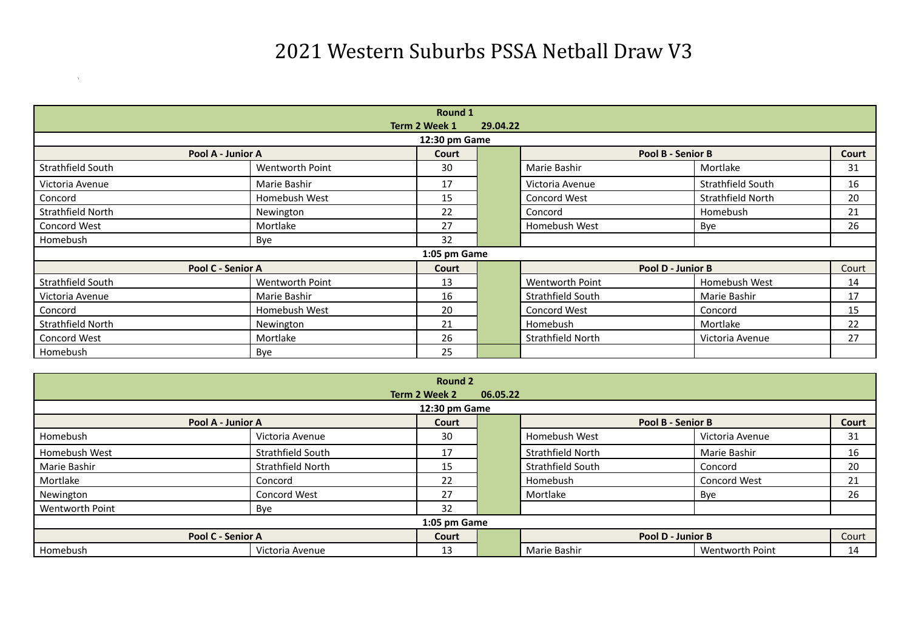# 2021 Western Suburbs PSSA Netball Draw V3

| Round 1 | | | | | | |
|---|---|---|---|---|---|---|
| Term 2 Week 1 29.04.22 | | | | | | |
| 12:30 pm Game | | | | | | |
| **Pool A - Junior A** | | **Court** | | **Pool B - Senior B** | | **Court** |
| Strathfield South | Wentworth Point | 30 | | Marie Bashir | Mortlake | 31 |
| Victoria Avenue | Marie Bashir | 17 | | Victoria Avenue | Strathfield South | 16 |
| Concord | Homebush West | 15 | | Concord West | Strathfield North | 20 |
| Strathfield North | Newington | 22 | | Concord | Homebush | 21 |
| Concord West | Mortlake | 27 | | Homebush West | Bye | 26 |
| Homebush | Bye | 32 | | | | |
| 1:05 pm Game | | | | | | |
| **Pool C - Senior A** | | **Court** | | **Pool D - Junior B** | | Court |
| Strathfield South | Wentworth Point | 13 | | Wentworth Point | Homebush West | 14 |
| Victoria Avenue | Marie Bashir | 16 | | Strathfield South | Marie Bashir | 17 |
| Concord | Homebush West | 20 | | Concord West | Concord | 15 |
| Strathfield North | Newington | 21 | | Homebush | Mortlake | 22 |
| Concord West | Mortlake | 26 | | Strathfield North | Victoria Avenue | 27 |
| Homebush | Bye | 25 | | | | |

| Round 2 | | | | | | |
|---|---|---|---|---|---|---|
| Term 2 Week 2 06.05.22 | | | | | | |
| 12:30 pm Game | | | | | | |
| **Pool A - Junior A** | | **Court** | | **Pool B - Senior B** | | **Court** |
| Homebush | Victoria Avenue | 30 | | Homebush West | Victoria Avenue | 31 |
| Homebush West | Strathfield South | 17 | | Strathfield North | Marie Bashir | 16 |
| Marie Bashir | Strathfield North | 15 | | Strathfield South | Concord | 20 |
| Mortlake | Concord | 22 | | Homebush | Concord West | 21 |
| Newington | Concord West | 27 | | Mortlake | Bye | 26 |
| Wentworth Point | Bye | 32 | | | | |
| 1:05 pm Game | | | | | | |
| **Pool C - Senior A** | | **Court** | | **Pool D - Junior B** | | Court |
| Homebush | Victoria Avenue | 13 | | Marie Bashir | Wentworth Point | 14 |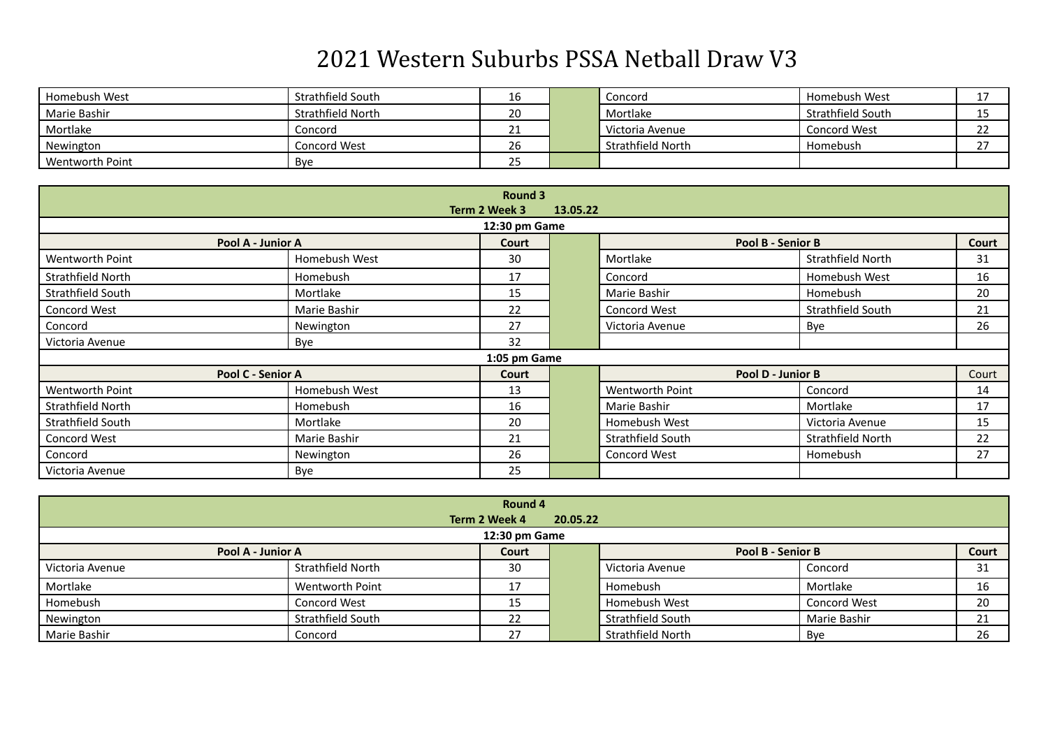# 2021 Western Suburbs PSSA Netball Draw V3

| | | | | | | |
|---|---|---|---|---|---|---|
| Homebush West | Strathfield South | 16 | | Concord | Homebush West | 17 |
| Marie Bashir | Strathfield North | 20 | | Mortlake | Strathfield South | 15 |
| Mortlake | Concord | 21 | | Victoria Avenue | Concord West | 22 |
| Newington | Concord West | 26 | | Strathfield North | Homebush | 27 |
| Wentworth Point | Bye | 25 | | | | |

| **Round 3** | | | | | | |
|---|---|---|---|---|---|---|
| **Term 2 Week 3 13.05.22** | | | | | | |
| **12:30 pm Game** | | | | | | |
| **Pool A - Junior A** | | **Court** | | **Pool B - Senior B** | | **Court** |
| Wentworth Point | Homebush West | 30 | | Mortlake | Strathfield North | 31 |
| Strathfield North | Homebush | 17 | | Concord | Homebush West | 16 |
| Strathfield South | Mortlake | 15 | | Marie Bashir | Homebush | 20 |
| Concord West | Marie Bashir | 22 | | Concord West | Strathfield South | 21 |
| Concord | Newington | 27 | | Victoria Avenue | Bye | 26 |
| Victoria Avenue | Bye | 32 | | | | |
| **1:05 pm Game** | | | | | | |
| **Pool C - Senior A** | | **Court** | | **Pool D - Junior B** | | Court |
| Wentworth Point | Homebush West | 13 | | Wentworth Point | Concord | 14 |
| Strathfield North | Homebush | 16 | | Marie Bashir | Mortlake | 17 |
| Strathfield South | Mortlake | 20 | | Homebush West | Victoria Avenue | 15 |
| Concord West | Marie Bashir | 21 | | Strathfield South | Strathfield North | 22 |
| Concord | Newington | 26 | | Concord West | Homebush | 27 |
| Victoria Avenue | Bye | 25 | | | | |

| **Round 4** | | | | | | |
|---|---|---|---|---|---|---|
| **Term 2 Week 4 20.05.22** | | | | | | |
| **12:30 pm Game** | | | | | | |
| **Pool A - Junior A** | | **Court** | | **Pool B - Senior B** | | **Court** |
| Victoria Avenue | Strathfield North | 30 | | Victoria Avenue | Concord | 31 |
| Mortlake | Wentworth Point | 17 | | Homebush | Mortlake | 16 |
| Homebush | Concord West | 15 | | Homebush West | Concord West | 20 |
| Newington | Strathfield South | 22 | | Strathfield South | Marie Bashir | 21 |
| Marie Bashir | Concord | 27 | | Strathfield North | Bye | 26 |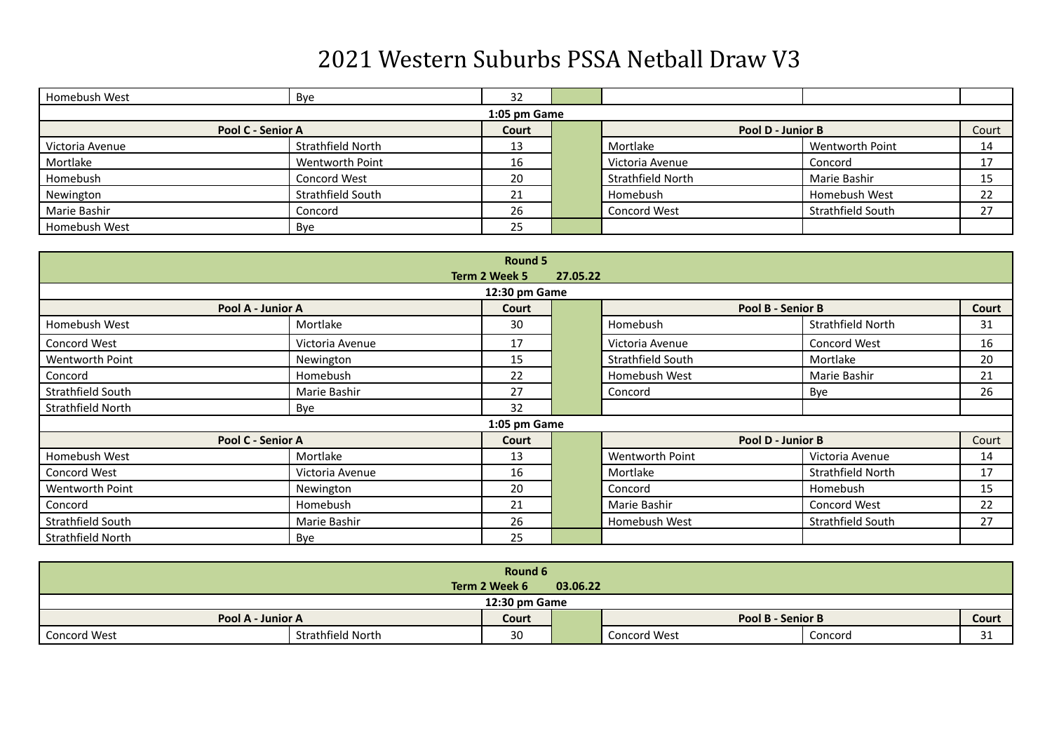# 2021 Western Suburbs PSSA Netball Draw V3

| | | | | | | |
|---|---|---|---|---|---|---|
| Homebush West | Bye | 32 | | | | |
| **1:05 pm Game** | | | | | | |
| **Pool C - Senior A** | | **Court** | | **Pool D - Junior B** | | Court |
| Victoria Avenue | Strathfield North | 13 | | Mortlake | Wentworth Point | 14 |
| Mortlake | Wentworth Point | 16 | | Victoria Avenue | Concord | 17 |
| Homebush | Concord West | 20 | | Strathfield North | Marie Bashir | 15 |
| Newington | Strathfield South | 21 | | Homebush | Homebush West | 22 |
| Marie Bashir | Concord | 26 | | Concord West | Strathfield South | 27 |
| Homebush West | Bye | 25 | | | | |

| **Round 5**<br>**Term 2 Week 5 27.05.22** | | | | | | |
|---|---|---|---|---|---|---|
| **12:30 pm Game** | | | | | | |
| **Pool A - Junior A** | | **Court** | | **Pool B - Senior B** | | **Court** |
| Homebush West | Mortlake | 30 | | Homebush | Strathfield North | 31 |
| Concord West | Victoria Avenue | 17 | | Victoria Avenue | Concord West | 16 |
| Wentworth Point | Newington | 15 | | Strathfield South | Mortlake | 20 |
| Concord | Homebush | 22 | | Homebush West | Marie Bashir | 21 |
| Strathfield South | Marie Bashir | 27 | | Concord | Bye | 26 |
| Strathfield North | Bye | 32 | | | | |
| **1:05 pm Game** | | | | | | |
| **Pool C - Senior A** | | **Court** | | **Pool D - Junior B** | | Court |
| Homebush West | Mortlake | 13 | | Wentworth Point | Victoria Avenue | 14 |
| Concord West | Victoria Avenue | 16 | | Mortlake | Strathfield North | 17 |
| Wentworth Point | Newington | 20 | | Concord | Homebush | 15 |
| Concord | Homebush | 21 | | Marie Bashir | Concord West | 22 |
| Strathfield South | Marie Bashir | 26 | | Homebush West | Strathfield South | 27 |
| Strathfield North | Bye | 25 | | | | |

| **Round 6**<br>**Term 2 Week 6 03.06.22** | | | | | | |
|---|---|---|---|---|---|---|
| **12:30 pm Game** | | | | | | |
| **Pool A - Junior A** | | **Court** | | **Pool B - Senior B** | | **Court** |
| Concord West | Strathfield North | 30 | | Concord West | Concord | 31 |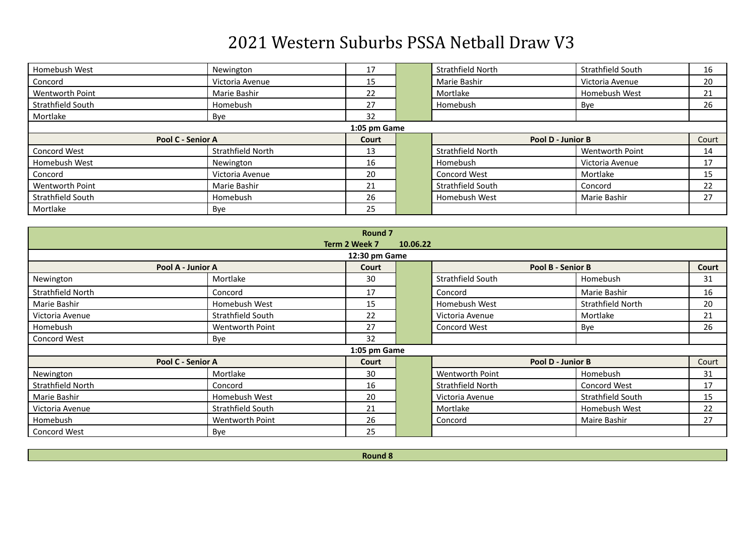# 2021 Western Suburbs PSSA Netball Draw V3

| | | | | | | |
|---|---|---|---|---|---|---|
| Homebush West | Newington | 17 | | Strathfield North | Strathfield South | 16 |
| Concord | Victoria Avenue | 15 | | Marie Bashir | Victoria Avenue | 20 |
| Wentworth Point | Marie Bashir | 22 | | Mortlake | Homebush West | 21 |
| Strathfield South | Homebush | 27 | | Homebush | Bye | 26 |
| Mortlake | Bye | 32 | | | | |
| | | **1:05 pm Game** | | | | |
| **Pool C - Senior A** | | **Court** | | **Pool D - Junior B** | | Court |
| Concord West | Strathfield North | 13 | | Strathfield North | Wentworth Point | 14 |
| Homebush West | Newington | 16 | | Homebush | Victoria Avenue | 17 |
| Concord | Victoria Avenue | 20 | | Concord West | Mortlake | 15 |
| Wentworth Point | Marie Bashir | 21 | | Strathfield South | Concord | 22 |
| Strathfield South | Homebush | 26 | | Homebush West | Marie Bashir | 27 |
| Mortlake | Bye | 25 | | | | |

| **Round 7** | | | | | | |
|---|---|---|---|---|---|---|
| | | **Term 2 Week 7 10.06.22** | | | | |
| | | **12:30 pm Game** | | | | |
| **Pool A - Junior A** | | **Court** | | **Pool B - Senior B** | | **Court** |
| Newington | Mortlake | 30 | | Strathfield South | Homebush | 31 |
| Strathfield North | Concord | 17 | | Concord | Marie Bashir | 16 |
| Marie Bashir | Homebush West | 15 | | Homebush West | Strathfield North | 20 |
| Victoria Avenue | Strathfield South | 22 | | Victoria Avenue | Mortlake | 21 |
| Homebush | Wentworth Point | 27 | | Concord West | Bye | 26 |
| Concord West | Bye | 32 | | | | |
| | | **1:05 pm Game** | | | | |
| **Pool C - Senior A** | | **Court** | | **Pool D - Junior B** | | Court |
| Newington | Mortlake | 30 | | Wentworth Point | Homebush | 31 |
| Strathfield North | Concord | 16 | | Strathfield North | Concord West | 17 |
| Marie Bashir | Homebush West | 20 | | Victoria Avenue | Strathfield South | 15 |
| Victoria Avenue | Strathfield South | 21 | | Mortlake | Homebush West | 22 |
| Homebush | Wentworth Point | 26 | | Concord | Maire Bashir | 27 |
| Concord West | Bye | 25 | | | | |

| **Round 8** |
|---|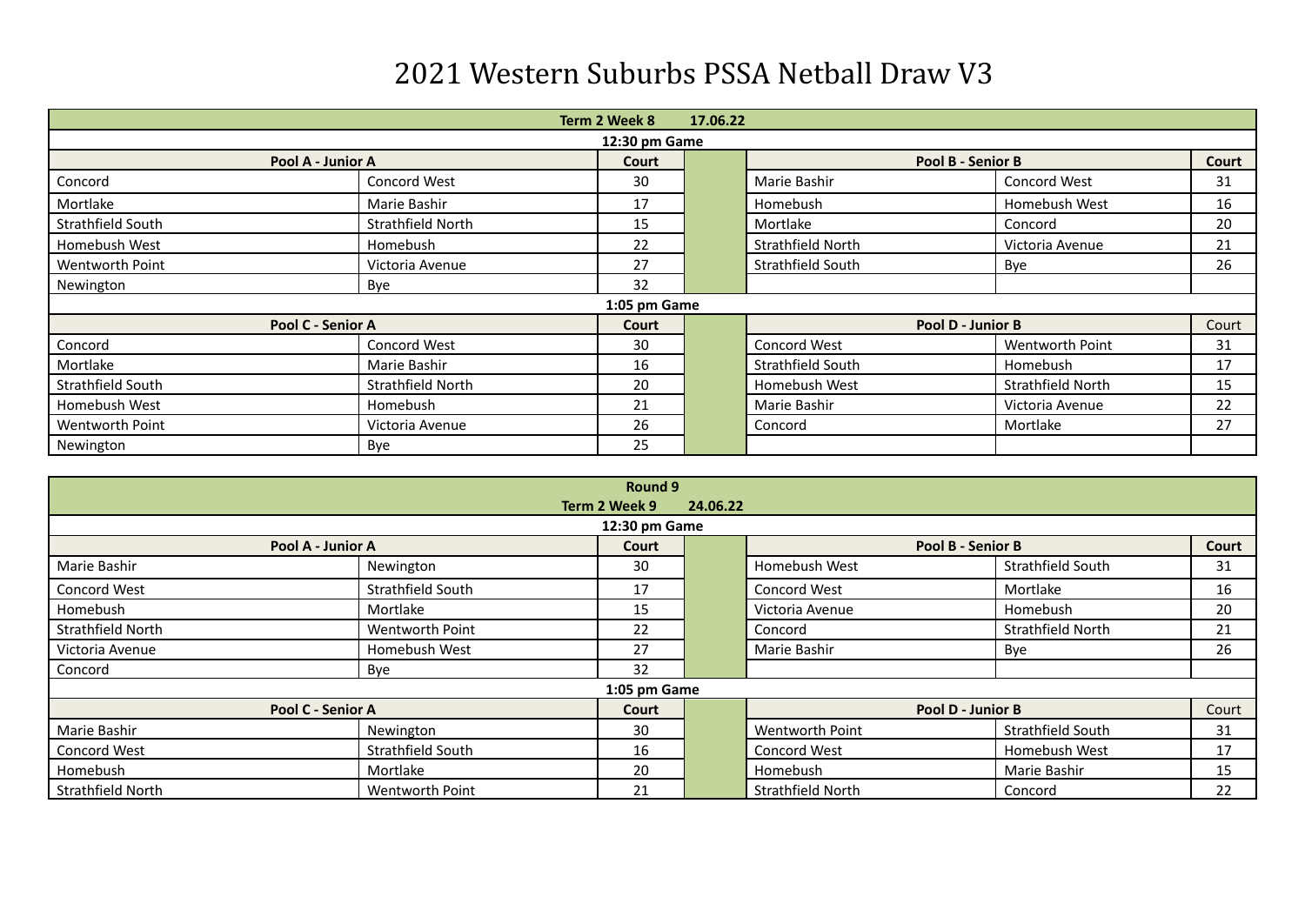# 2021 Western Suburbs PSSA Netball Draw V3

| Term 2 Week 8 17.06.22 | | | | | | |
|---|---|---|---|---|---|---|
| **12:30 pm Game** | | | | | | |
| **Pool A - Junior A** | | **Court** | | **Pool B - Senior B** | | **Court** |
| Concord | Concord West | 30 | | Marie Bashir | Concord West | 31 |
| Mortlake | Marie Bashir | 17 | | Homebush | Homebush West | 16 |
| Strathfield South | Strathfield North | 15 | | Mortlake | Concord | 20 |
| Homebush West | Homebush | 22 | | Strathfield North | Victoria Avenue | 21 |
| Wentworth Point | Victoria Avenue | 27 | | Strathfield South | Bye | 26 |
| Newington | Bye | 32 | | | | |
| **1:05 pm Game** | | | | | | |
| **Pool C - Senior A** | | **Court** | | **Pool D - Junior B** | | Court |
| Concord | Concord West | 30 | | Concord West | Wentworth Point | 31 |
| Mortlake | Marie Bashir | 16 | | Strathfield South | Homebush | 17 |
| Strathfield South | Strathfield North | 20 | | Homebush West | Strathfield North | 15 |
| Homebush West | Homebush | 21 | | Marie Bashir | Victoria Avenue | 22 |
| Wentworth Point | Victoria Avenue | 26 | | Concord | Mortlake | 27 |
| Newington | Bye | 25 | | | | |

| Round 9 Term 2 Week 9 24.06.22 | | | | | | |
|---|---|---|---|---|---|---|
| **12:30 pm Game** | | | | | | |
| **Pool A - Junior A** | | **Court** | | **Pool B - Senior B** | | **Court** |
| Marie Bashir | Newington | 30 | | Homebush West | Strathfield South | 31 |
| Concord West | Strathfield South | 17 | | Concord West | Mortlake | 16 |
| Homebush | Mortlake | 15 | | Victoria Avenue | Homebush | 20 |
| Strathfield North | Wentworth Point | 22 | | Concord | Strathfield North | 21 |
| Victoria Avenue | Homebush West | 27 | | Marie Bashir | Bye | 26 |
| Concord | Bye | 32 | | | | |
| **1:05 pm Game** | | | | | | |
| **Pool C - Senior A** | | **Court** | | **Pool D - Junior B** | | Court |
| Marie Bashir | Newington | 30 | | Wentworth Point | Strathfield South | 31 |
| Concord West | Strathfield South | 16 | | Concord West | Homebush West | 17 |
| Homebush | Mortlake | 20 | | Homebush | Marie Bashir | 15 |
| Strathfield North | Wentworth Point | 21 | | Strathfield North | Concord | 22 |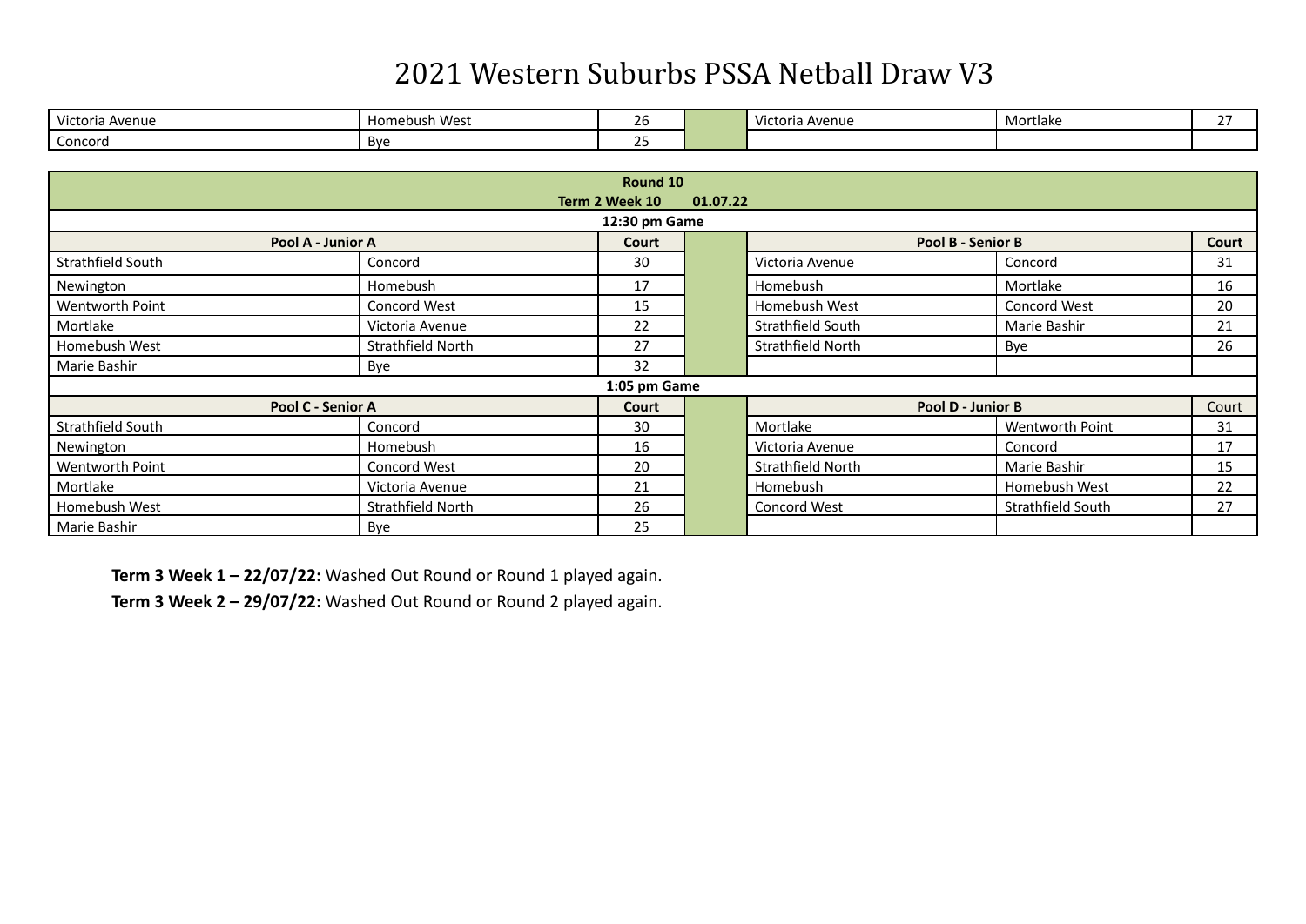# 2021 Western Suburbs PSSA Netball Draw V3

| | | | | | | |
|---|---|---|---|---|---|---|
| Victoria Avenue | Homebush West | 26 | | Victoria Avenue | Mortlake | 27 |
| Concord | Bye | 25 | | | | |

| Round 10 | | | | | | |
|---|---|---|---|---|---|---|
| Term 2 Week 10 01.07.22 | | | | | | |
| 12:30 pm Game | | | | | | |
| **Pool A - Junior A** | | **Court** | | **Pool B - Senior B** | | **Court** |
| Strathfield South | Concord | 30 | | Victoria Avenue | Concord | 31 |
| Newington | Homebush | 17 | | Homebush | Mortlake | 16 |
| Wentworth Point | Concord West | 15 | | Homebush West | Concord West | 20 |
| Mortlake | Victoria Avenue | 22 | | Strathfield South | Marie Bashir | 21 |
| Homebush West | Strathfield North | 27 | | Strathfield North | Bye | 26 |
| Marie Bashir | Bye | 32 | | | | |
| 1:05 pm Game | | | | | | |
| **Pool C - Senior A** | | **Court** | | **Pool D - Junior B** | | Court |
| Strathfield South | Concord | 30 | | Mortlake | Wentworth Point | 31 |
| Newington | Homebush | 16 | | Victoria Avenue | Concord | 17 |
| Wentworth Point | Concord West | 20 | | Strathfield North | Marie Bashir | 15 |
| Mortlake | Victoria Avenue | 21 | | Homebush | Homebush West | 22 |
| Homebush West | Strathfield North | 26 | | Concord West | Strathfield South | 27 |
| Marie Bashir | Bye | 25 | | | | |

**Term 3 Week 1 – 22/07/22:** Washed Out Round or Round 1 played again.

**Term 3 Week 2 – 29/07/22:** Washed Out Round or Round 2 played again.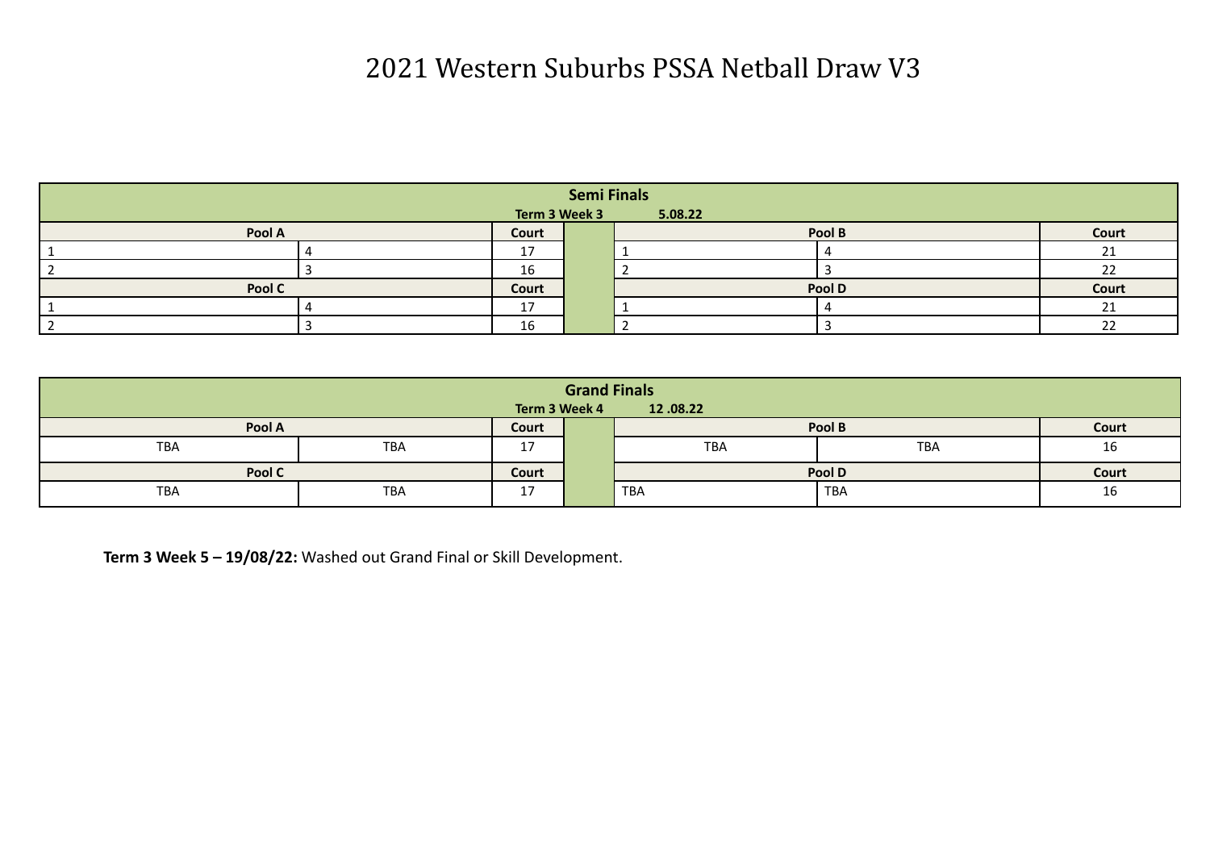# 2021 Western Suburbs PSSA Netball Draw V3

| Semi Finals | | | | | | |
|---|---|---|---|---|---|---|
| Term 3 Week 3 5.08.22 | | | | | | |
| Pool A | | Court | | Pool B | | Court |
| 1 | 4 | 17 | | 1 | 4 | 21 |
| 2 | 3 | 16 | | 2 | 3 | 22 |
| Pool C | | Court | | Pool D | | Court |
| 1 | 4 | 17 | | 1 | 4 | 21 |
| 2 | 3 | 16 | | 2 | 3 | 22 |

| Grand Finals | | | | | | |
|---|---|---|---|---|---|---|
| Term 3 Week 4 12 .08.22 | | | | | | |
| Pool A | | Court | | Pool B | | Court |
| TBA | TBA | 17 | | TBA | TBA | 16 |
| Pool C | | Court | | Pool D | | Court |
| TBA | TBA | 17 | | TBA | TBA | 16 |

**Term 3 Week 5 – 19/08/22:** Washed out Grand Final or Skill Development.